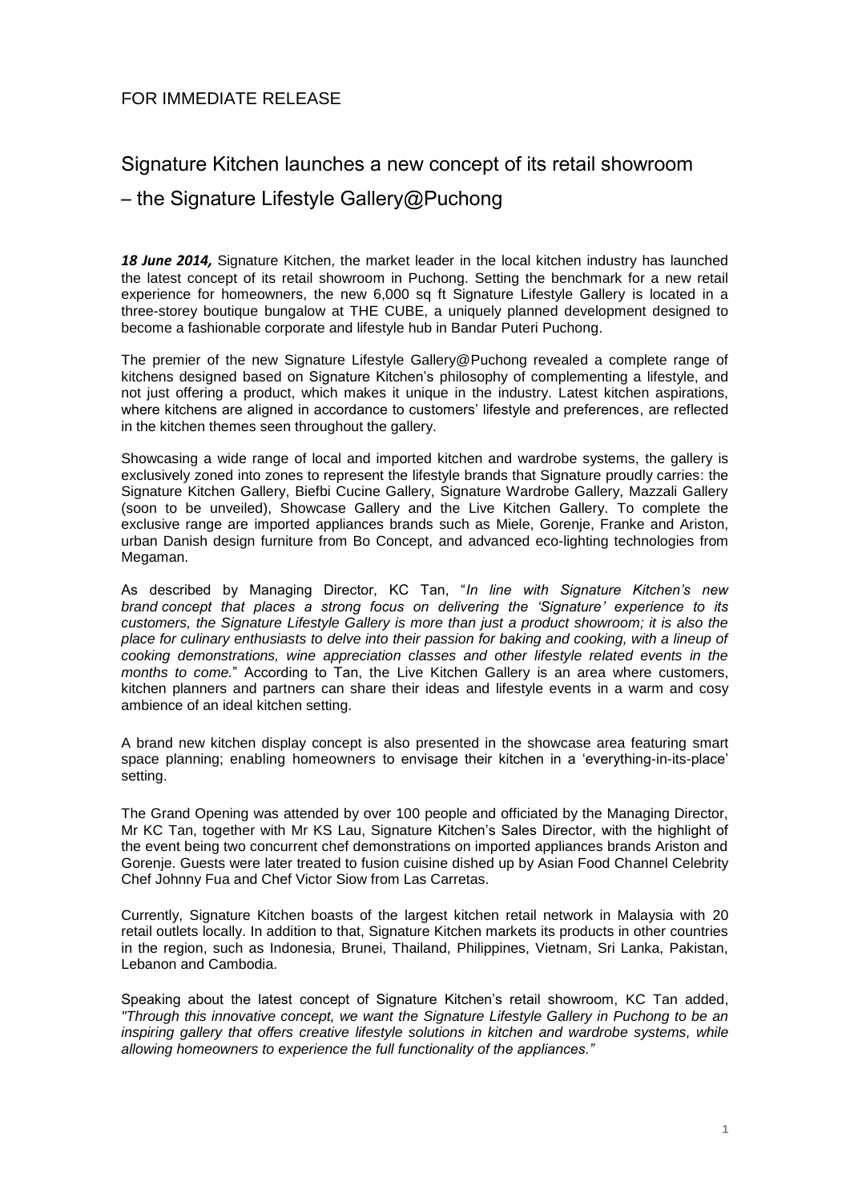FOR IMMEDIATE RELEASE

# Signature Kitchen launches a new concept of its retail showroom – the Signature Lifestyle Gallery@Puchong

***18 June 2014,*** Signature Kitchen, the market leader in the local kitchen industry has launched the latest concept of its retail showroom in Puchong. Setting the benchmark for a new retail experience for homeowners, the new 6,000 sq ft Signature Lifestyle Gallery is located in a three-storey boutique bungalow at THE CUBE, a uniquely planned development designed to become a fashionable corporate and lifestyle hub in Bandar Puteri Puchong.

The premier of the new Signature Lifestyle Gallery@Puchong revealed a complete range of kitchens designed based on Signature Kitchen's philosophy of complementing a lifestyle, and not just offering a product, which makes it unique in the industry. Latest kitchen aspirations, where kitchens are aligned in accordance to customers' lifestyle and preferences, are reflected in the kitchen themes seen throughout the gallery.

Showcasing a wide range of local and imported kitchen and wardrobe systems, the gallery is exclusively zoned into zones to represent the lifestyle brands that Signature proudly carries: the Signature Kitchen Gallery, Biefbi Cucine Gallery, Signature Wardrobe Gallery, Mazzali Gallery (soon to be unveiled), Showcase Gallery and the Live Kitchen Gallery. To complete the exclusive range are imported appliances brands such as Miele, Gorenje, Franke and Ariston, urban Danish design furniture from Bo Concept, and advanced eco-lighting technologies from Megaman.

As described by Managing Director, KC Tan, "*In line with Signature Kitchen's new brand concept that places a strong focus on delivering the 'Signature' experience to its customers, the Signature Lifestyle Gallery is more than just a product showroom; it is also the place for culinary enthusiasts to delve into their passion for baking and cooking, with a lineup of cooking demonstrations, wine appreciation classes and other lifestyle related events in the months to come.*" According to Tan, the Live Kitchen Gallery is an area where customers, kitchen planners and partners can share their ideas and lifestyle events in a warm and cosy ambience of an ideal kitchen setting.

A brand new kitchen display concept is also presented in the showcase area featuring smart space planning; enabling homeowners to envisage their kitchen in a 'everything-in-its-place' setting.

The Grand Opening was attended by over 100 people and officiated by the Managing Director, Mr KC Tan, together with Mr KS Lau, Signature Kitchen's Sales Director, with the highlight of the event being two concurrent chef demonstrations on imported appliances brands Ariston and Gorenje. Guests were later treated to fusion cuisine dished up by Asian Food Channel Celebrity Chef Johnny Fua and Chef Victor Siow from Las Carretas.

Currently, Signature Kitchen boasts of the largest kitchen retail network in Malaysia with 20 retail outlets locally. In addition to that, Signature Kitchen markets its products in other countries in the region, such as Indonesia, Brunei, Thailand, Philippines, Vietnam, Sri Lanka, Pakistan, Lebanon and Cambodia.

Speaking about the latest concept of Signature Kitchen's retail showroom, KC Tan added, *"Through this innovative concept, we want the Signature Lifestyle Gallery in Puchong to be an inspiring gallery that offers creative lifestyle solutions in kitchen and wardrobe systems, while allowing homeowners to experience the full functionality of the appliances."*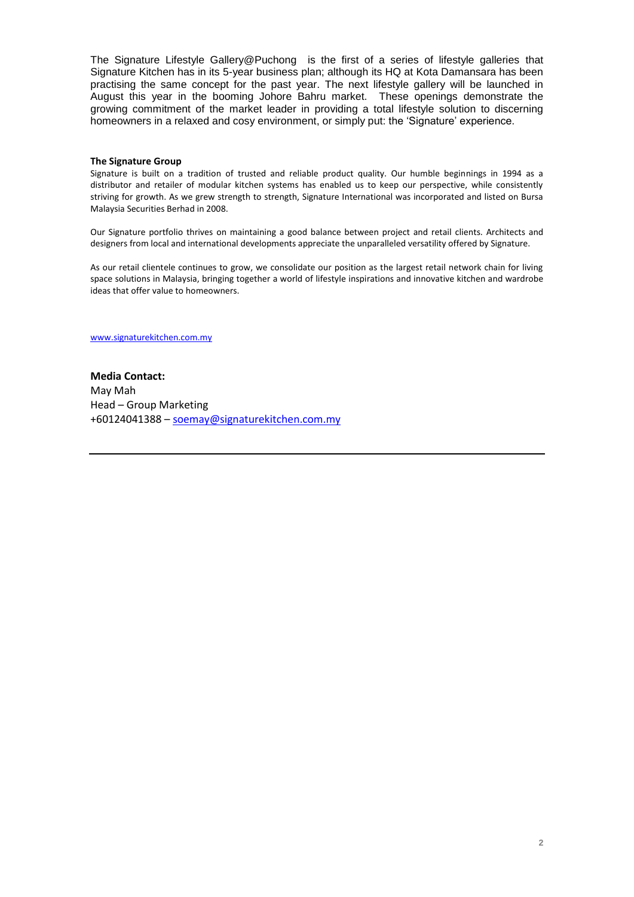The Signature Lifestyle Gallery@Puchong is the first of a series of lifestyle galleries that Signature Kitchen has in its 5-year business plan; although its HQ at Kota Damansara has been practising the same concept for the past year. The next lifestyle gallery will be launched in August this year in the booming Johore Bahru market. These openings demonstrate the growing commitment of the market leader in providing a total lifestyle solution to discerning homeowners in a relaxed and cosy environment, or simply put: the 'Signature' experience.

**The Signature Group**

Signature is built on a tradition of trusted and reliable product quality. Our humble beginnings in 1994 as a distributor and retailer of modular kitchen systems has enabled us to keep our perspective, while consistently striving for growth. As we grew strength to strength, Signature International was incorporated and listed on Bursa Malaysia Securities Berhad in 2008.

Our Signature portfolio thrives on maintaining a good balance between project and retail clients. Architects and designers from local and international developments appreciate the unparalleled versatility offered by Signature.

As our retail clientele continues to grow, we consolidate our position as the largest retail network chain for living space solutions in Malaysia, bringing together a world of lifestyle inspirations and innovative kitchen and wardrobe ideas that offer value to homeowners.

www.signaturekitchen.com.my

**Media Contact:**
May Mah
Head – Group Marketing
+60124041388 – soemay@signaturekitchen.com.my